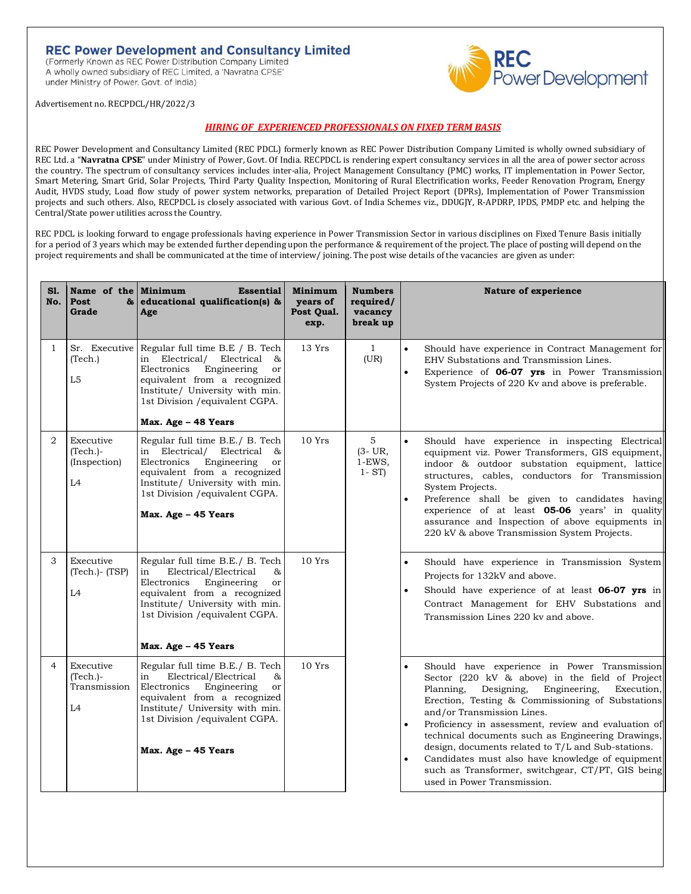# REC Power Development and Consultancy Limited

(Formerly Known as REC Power Distribution Company Limited
A wholly owned subsidiary of REC Limited, a 'Navratna CPSE'
under Ministry of Power, Govt. of India)

Advertisement no. RECPDCL/HR/2022/3

## *HIRING OF EXPERIENCED PROFESSIONALS ON FIXED TERM BASIS*

REC Power Development and Consultancy Limited (REC PDCL) formerly known as REC Power Distribution Company Limited is wholly owned subsidiary of REC Ltd. a "**Navratna CPSE**" under Ministry of Power, Govt. Of India. RECPDCL is rendering expert consultancy services in all the area of power sector across the country. The spectrum of consultancy services includes inter-alia, Project Management Consultancy (PMC) works, IT implementation in Power Sector, Smart Metering, Smart Grid, Solar Projects, Third Party Quality Inspection, Monitoring of Rural Electrification works, Feeder Renovation Program, Energy Audit, HVDS study, Load flow study of power system networks, preparation of Detailed Project Report (DPRs), Implementation of Power Transmission projects and such others. Also, RECPDCL is closely associated with various Govt. of India Schemes viz., DDUGJY, R-APDRP, IPDS, PMDP etc. and helping the Central/State power utilities across the Country.

REC PDCL is looking forward to engage professionals having experience in Power Transmission Sector in various disciplines on Fixed Tenure Basis initially for a period of 3 years which may be extended further depending upon the performance & requirement of the project. The place of posting will depend on the project requirements and shall be communicated at the time of interview/ joining. The post wise details of the vacancies are given as under:

| Sl. No. | Name of the Post & Grade | Minimum Essential educational qualification(s) & Age | Minimum years of Post Qual. exp. | Numbers required/ vacancy break up | Nature of experience |
|---|---|---|---|---|---|
| 1 | Sr. Executive (Tech.)<br>L5 | Regular full time B.E / B. Tech in Electrical/ Electrical & Electronics Engineering or equivalent from a recognized Institute/ University with min. 1st Division /equivalent CGPA.<br>**Max. Age – 48 Years** | 13 Yrs | 1<br>(UR) | • Should have experience in Contract Management for EHV Substations and Transmission Lines.<br>• Experience of **06-07 yrs** in Power Transmission System Projects of 220 Kv and above is preferable. |
| 2 | Executive (Tech.)-(Inspection)<br>L4 | Regular full time B.E./ B. Tech in Electrical/ Electrical & Electronics Engineering or equivalent from a recognized Institute/ University with min. 1st Division /equivalent CGPA.<br>**Max. Age – 45 Years** | 10 Yrs | 5<br>(3- UR,<br>1-EWS,<br>1- ST) | • Should have experience in inspecting Electrical equipment viz. Power Transformers, GIS equipment, indoor & outdoor substation equipment, lattice structures, cables, conductors for Transmission System Projects.<br>• Preference shall be given to candidates having experience of at least **05-06** years' in quality assurance and Inspection of above equipments in 220 kV & above Transmission System Projects. |
| 3 | Executive (Tech.)- (TSP)<br>L4 | Regular full time B.E./ B. Tech in Electrical/Electrical & Electronics Engineering or equivalent from a recognized Institute/ University with min. 1st Division /equivalent CGPA.<br>**Max. Age – 45 Years** | 10 Yrs | | • Should have experience in Transmission System Projects for 132kV and above.<br>• Should have experience of at least **06-07 yrs** in Contract Management for EHV Substations and Transmission Lines 220 kv and above. |
| 4 | Executive (Tech.)- Transmission<br>L4 | Regular full time B.E./ B. Tech in Electrical/Electrical & Electronics Engineering or equivalent from a recognized Institute/ University with min. 1st Division /equivalent CGPA.<br>**Max. Age – 45 Years** | 10 Yrs | | • Should have experience in Power Transmission Sector (220 kV & above) in the field of Project Planning, Designing, Engineering, Execution, Erection, Testing & Commissioning of Substations and/or Transmission Lines.<br>• Proficiency in assessment, review and evaluation of technical documents such as Engineering Drawings, design, documents related to T/L and Sub-stations.<br>• Candidates must also have knowledge of equipment such as Transformer, switchgear, CT/PT, GIS being used in Power Transmission. |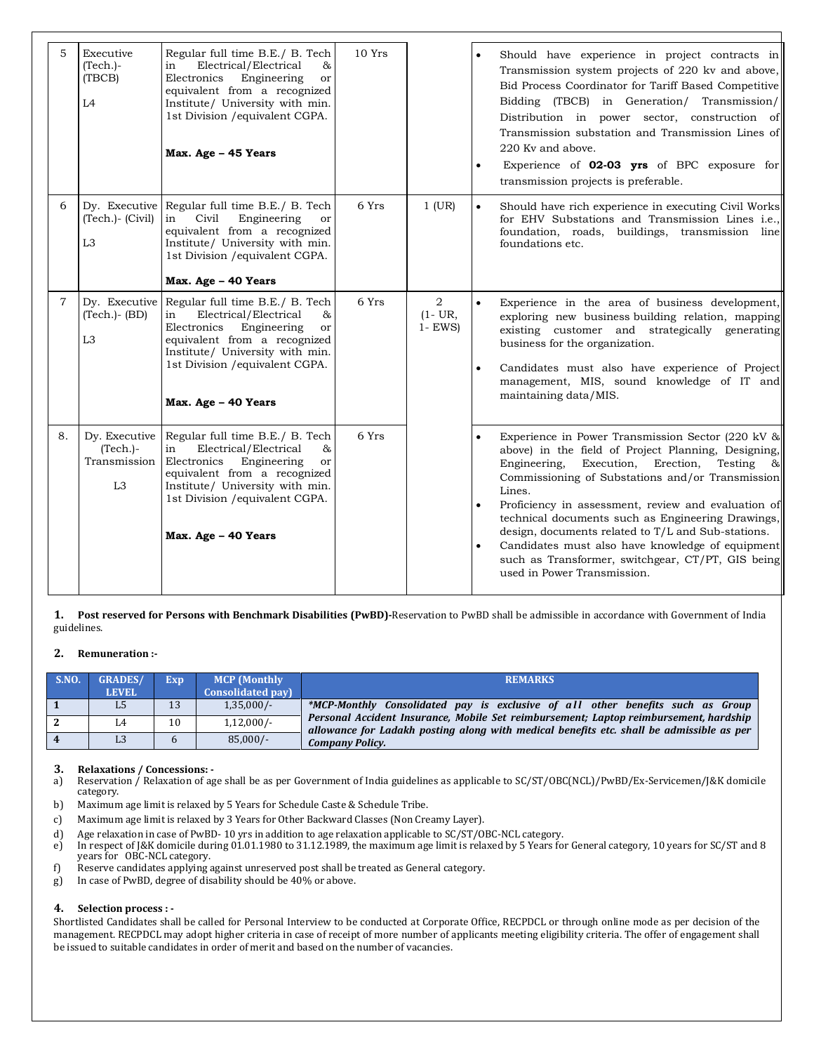| 5 | Executive (Tech.)- (TBCB)<br><br>L4 | Regular full time B.E./ B. Tech in Electrical/Electrical & Electronics Engineering or equivalent from a recognized Institute/ University with min. 1st Division /equivalent CGPA.<br><br>**Max. Age – 45 Years** | 10 Yrs | | • Should have experience in project contracts in Transmission system projects of 220 kv and above, Bid Process Coordinator for Tariff Based Competitive Bidding (TBCB) in Generation/ Transmission/ Distribution in power sector, construction of Transmission substation and Transmission Lines of 220 Kv and above.<br>• Experience of **02-03 yrs** of BPC exposure for transmission projects is preferable. |
|---|---|---|---|---|---|
| 6 | Dy. Executive (Tech.)- (Civil)<br><br>L3 | Regular full time B.E./ B. Tech in Civil Engineering or equivalent from a recognized Institute/ University with min. 1st Division /equivalent CGPA.<br><br>**Max. Age – 40 Years** | 6 Yrs | 1 (UR) | • Should have rich experience in executing Civil Works for EHV Substations and Transmission Lines i.e., foundation, roads, buildings, transmission line foundations etc. |
| 7 | Dy. Executive (Tech.)- (BD)<br><br>L3 | Regular full time B.E./ B. Tech in Electrical/Electrical & Electronics Engineering or equivalent from a recognized Institute/ University with min. 1st Division /equivalent CGPA.<br><br>**Max. Age – 40 Years** | 6 Yrs | 2<br>(1- UR,<br>1- EWS) | • Experience in the area of business development, exploring new business building relation, mapping existing customer and strategically generating business for the organization.<br>• Candidates must also have experience of Project management, MIS, sound knowledge of IT and maintaining data/MIS. |
| 8. | Dy. Executive (Tech.)- Transmission<br><br>L3 | Regular full time B.E./ B. Tech in Electrical/Electrical & Electronics Engineering or equivalent from a recognized Institute/ University with min. 1st Division /equivalent CGPA.<br><br>**Max. Age – 40 Years** | 6 Yrs | | • Experience in Power Transmission Sector (220 kV & above) in the field of Project Planning, Designing, Engineering, Execution, Erection, Testing & Commissioning of Substations and/or Transmission Lines.<br>• Proficiency in assessment, review and evaluation of technical documents such as Engineering Drawings, design, documents related to T/L and Sub-stations.<br>• Candidates must also have knowledge of equipment such as Transformer, switchgear, CT/PT, GIS being used in Power Transmission. |

**1. Post reserved for Persons with Benchmark Disabilities (PwBD)-**Reservation to PwBD shall be admissible in accordance with Government of India guidelines.

**2. Remuneration :-**

| S.NO. | GRADES/ LEVEL | Exp | MCP (Monthly Consolidated pay) | REMARKS |
|---|---|---|---|---|
| 1 | L5 | 13 | 1,35,000/- | ***MCP-Monthly Consolidated pay is exclusive of all other benefits such as Group Personal Accident Insurance, Mobile Set reimbursement; Laptop reimbursement, hardship allowance for Ladakh posting along with medical benefits etc. shall be admissible as per Company Policy.*** |
| 2 | L4 | 10 | 1,12,000/- | |
| 4 | L3 | 6 | 85,000/- | |

**3. Relaxations / Concessions: -**

a) Reservation / Relaxation of age shall be as per Government of India guidelines as applicable to SC/ST/OBC(NCL)/PwBD/Ex-Servicemen/J&K domicile category.

b) Maximum age limit is relaxed by 5 Years for Schedule Caste & Schedule Tribe.

c) Maximum age limit is relaxed by 3 Years for Other Backward Classes (Non Creamy Layer).

d) Age relaxation in case of PwBD- 10 yrs in addition to age relaxation applicable to SC/ST/OBC-NCL category.

e) In respect of J&K domicile during 01.01.1980 to 31.12.1989, the maximum age limit is relaxed by 5 Years for General category, 10 years for SC/ST and 8 years for OBC-NCL category.

f) Reserve candidates applying against unreserved post shall be treated as General category.

g) In case of PwBD, degree of disability should be 40% or above.

**4. Selection process : -**

Shortlisted Candidates shall be called for Personal Interview to be conducted at Corporate Office, RECPDCL or through online mode as per decision of the management. RECPDCL may adopt higher criteria in case of receipt of more number of applicants meeting eligibility criteria. The offer of engagement shall be issued to suitable candidates in order of merit and based on the number of vacancies.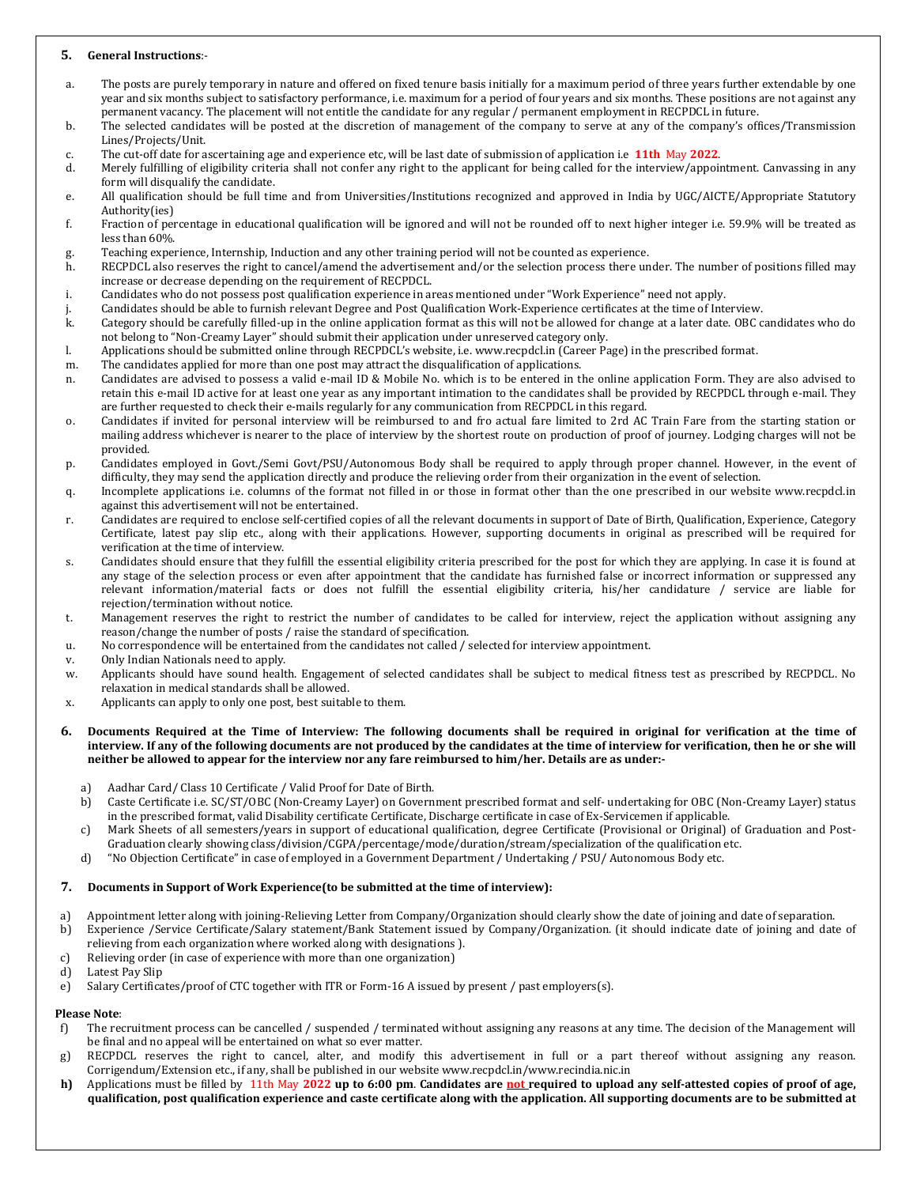## 5. General Instructions:-

a. The posts are purely temporary in nature and offered on fixed tenure basis initially for a maximum period of three years further extendable by one year and six months subject to satisfactory performance, i.e. maximum for a period of four years and six months. These positions are not against any permanent vacancy. The placement will not entitle the candidate for any regular / permanent employment in RECPDCL in future.

b. The selected candidates will be posted at the discretion of management of the company to serve at any of the company's offices/Transmission Lines/Projects/Unit.

c. The cut-off date for ascertaining age and experience etc, will be last date of submission of application i.e **11th** May **2022**.

d. Merely fulfilling of eligibility criteria shall not confer any right to the applicant for being called for the interview/appointment. Canvassing in any form will disqualify the candidate.

e. All qualification should be full time and from Universities/Institutions recognized and approved in India by UGC/AICTE/Appropriate Statutory Authority(ies)

f. Fraction of percentage in educational qualification will be ignored and will not be rounded off to next higher integer i.e. 59.9% will be treated as less than 60%.

g. Teaching experience, Internship, Induction and any other training period will not be counted as experience.

h. RECPDCL also reserves the right to cancel/amend the advertisement and/or the selection process there under. The number of positions filled may increase or decrease depending on the requirement of RECPDCL.

i. Candidates who do not possess post qualification experience in areas mentioned under "Work Experience" need not apply.

j. Candidates should be able to furnish relevant Degree and Post Qualification Work-Experience certificates at the time of Interview.

k. Category should be carefully filled-up in the online application format as this will not be allowed for change at a later date. OBC candidates who do not belong to "Non-Creamy Layer" should submit their application under unreserved category only.

l. Applications should be submitted online through RECPDCL's website, i.e. www.recpdcl.in (Career Page) in the prescribed format.

m. The candidates applied for more than one post may attract the disqualification of applications.

n. Candidates are advised to possess a valid e-mail ID & Mobile No. which is to be entered in the online application Form. They are also advised to retain this e-mail ID active for at least one year as any important intimation to the candidates shall be provided by RECPDCL through e-mail. They are further requested to check their e-mails regularly for any communication from RECPDCL in this regard.

o. Candidates if invited for personal interview will be reimbursed to and fro actual fare limited to 2rd AC Train Fare from the starting station or mailing address whichever is nearer to the place of interview by the shortest route on production of proof of journey. Lodging charges will not be provided.

p. Candidates employed in Govt./Semi Govt/PSU/Autonomous Body shall be required to apply through proper channel. However, in the event of difficulty, they may send the application directly and produce the relieving order from their organization in the event of selection.

q. Incomplete applications i.e. columns of the format not filled in or those in format other than the one prescribed in our website www.recpdcl.in against this advertisement will not be entertained.

r. Candidates are required to enclose self-certified copies of all the relevant documents in support of Date of Birth, Qualification, Experience, Category Certificate, latest pay slip etc., along with their applications. However, supporting documents in original as prescribed will be required for verification at the time of interview.

s. Candidates should ensure that they fulfill the essential eligibility criteria prescribed for the post for which they are applying. In case it is found at any stage of the selection process or even after appointment that the candidate has furnished false or incorrect information or suppressed any relevant information/material facts or does not fulfill the essential eligibility criteria, his/her candidature / service are liable for rejection/termination without notice.

t. Management reserves the right to restrict the number of candidates to be called for interview, reject the application without assigning any reason/change the number of posts / raise the standard of specification.

u. No correspondence will be entertained from the candidates not called / selected for interview appointment.

v. Only Indian Nationals need to apply.

w. Applicants should have sound health. Engagement of selected candidates shall be subject to medical fitness test as prescribed by RECPDCL. No relaxation in medical standards shall be allowed.

x. Applicants can apply to only one post, best suitable to them.

## 6. Documents Required at the Time of Interview: The following documents shall be required in original for verification at the time of interview. If any of the following documents are not produced by the candidates at the time of interview for verification, then he or she will neither be allowed to appear for the interview nor any fare reimbursed to him/her. Details are as under:-

a) Aadhar Card/ Class 10 Certificate / Valid Proof for Date of Birth.

b) Caste Certificate i.e. SC/ST/OBC (Non-Creamy Layer) on Government prescribed format and self- undertaking for OBC (Non-Creamy Layer) status in the prescribed format, valid Disability certificate Certificate, Discharge certificate in case of Ex-Servicemen if applicable.

c) Mark Sheets of all semesters/years in support of educational qualification, degree Certificate (Provisional or Original) of Graduation and Post-Graduation clearly showing class/division/CGPA/percentage/mode/duration/stream/specialization of the qualification etc.

d) "No Objection Certificate" in case of employed in a Government Department / Undertaking / PSU/ Autonomous Body etc.

## 7. Documents in Support of Work Experience(to be submitted at the time of interview):

a) Appointment letter along with joining-Relieving Letter from Company/Organization should clearly show the date of joining and date of separation.

b) Experience /Service Certificate/Salary statement/Bank Statement issued by Company/Organization. (it should indicate date of joining and date of relieving from each organization where worked along with designations ).

c) Relieving order (in case of experience with more than one organization)

d) Latest Pay Slip

e) Salary Certificates/proof of CTC together with ITR or Form-16 A issued by present / past employers(s).

**Please Note**:

f) The recruitment process can be cancelled / suspended / terminated without assigning any reasons at any time. The decision of the Management will be final and no appeal will be entertained on what so ever matter.

g) RECPDCL reserves the right to cancel, alter, and modify this advertisement in full or a part thereof without assigning any reason. Corrigendum/Extension etc., if any, shall be published in our website www.recpdcl.in/www.recindia.nic.in

**h)** Applications must be filled by 11th May **2022 up to 6:00 pm**. **Candidates are not required to upload any self-attested copies of proof of age, qualification, post qualification experience and caste certificate along with the application. All supporting documents are to be submitted at**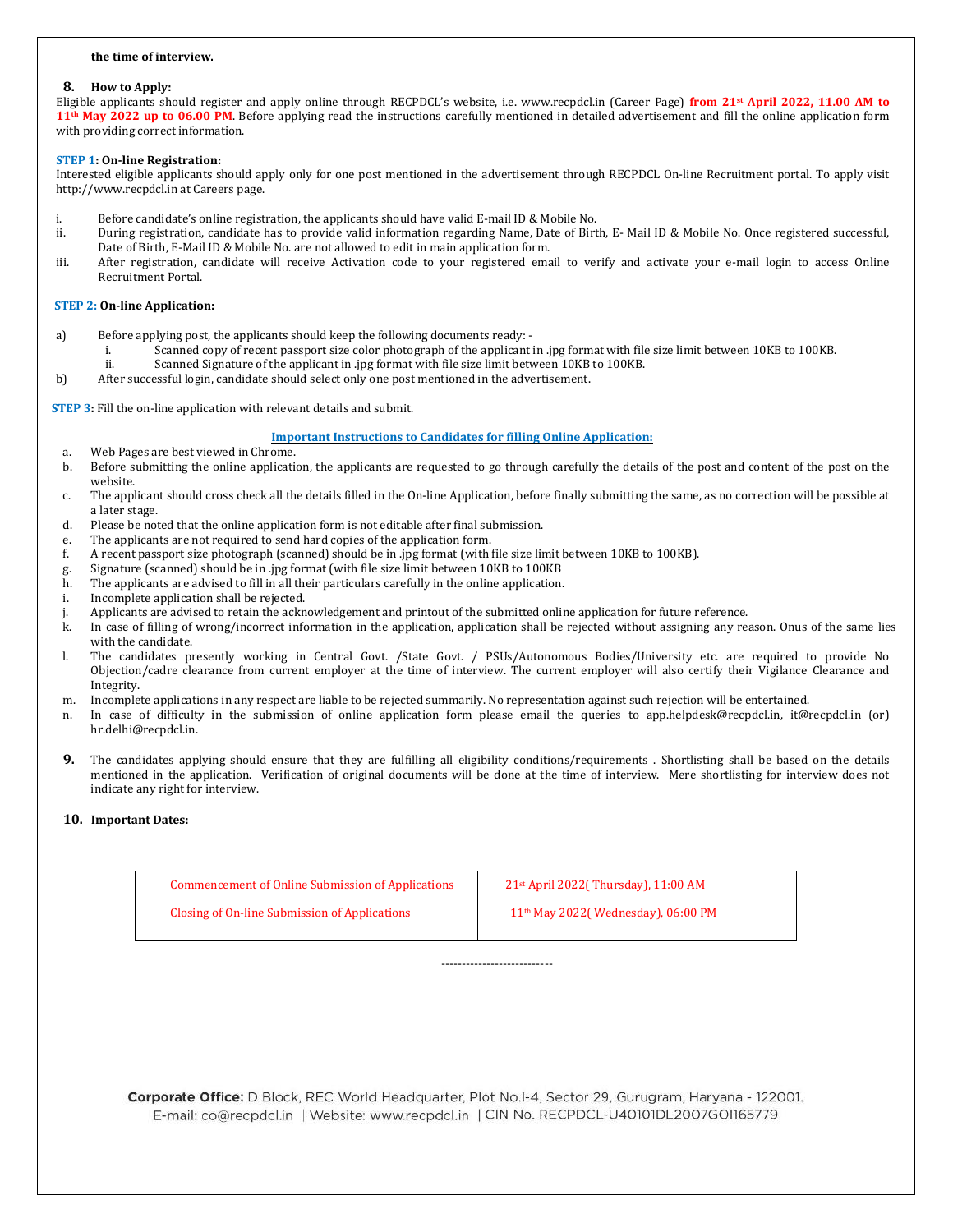**the time of interview.**

**8. How to Apply:**

Eligible applicants should register and apply online through RECPDCL's website, i.e. www.recpdcl.in (Career Page) **from 21st April 2022, 11.00 AM to 11th May 2022 up to 06.00 PM**. Before applying read the instructions carefully mentioned in detailed advertisement and fill the online application form with providing correct information.

**STEP 1: On-line Registration:**

Interested eligible applicants should apply only for one post mentioned in the advertisement through RECPDCL On-line Recruitment portal. To apply visit http://www.recpdcl.in at Careers page.

i. Before candidate's online registration, the applicants should have valid E-mail ID & Mobile No.
ii. During registration, candidate has to provide valid information regarding Name, Date of Birth, E- Mail ID & Mobile No. Once registered successful, Date of Birth, E-Mail ID & Mobile No. are not allowed to edit in main application form.
iii. After registration, candidate will receive Activation code to your registered email to verify and activate your e-mail login to access Online Recruitment Portal.

**STEP 2: On-line Application:**

a) Before applying post, the applicants should keep the following documents ready: -
   i. Scanned copy of recent passport size color photograph of the applicant in .jpg format with file size limit between 10KB to 100KB.
   ii. Scanned Signature of the applicant in .jpg format with file size limit between 10KB to 100KB.
b) After successful login, candidate should select only one post mentioned in the advertisement.

**STEP 3:** Fill the on-line application with relevant details and submit.

**Important Instructions to Candidates for filling Online Application:**

a. Web Pages are best viewed in Chrome.
b. Before submitting the online application, the applicants are requested to go through carefully the details of the post and content of the post on the website.
c. The applicant should cross check all the details filled in the On-line Application, before finally submitting the same, as no correction will be possible at a later stage.
d. Please be noted that the online application form is not editable after final submission.
e. The applicants are not required to send hard copies of the application form.
f. A recent passport size photograph (scanned) should be in .jpg format (with file size limit between 10KB to 100KB).
g. Signature (scanned) should be in .jpg format (with file size limit between 10KB to 100KB
h. The applicants are advised to fill in all their particulars carefully in the online application.
i. Incomplete application shall be rejected.
j. Applicants are advised to retain the acknowledgement and printout of the submitted online application for future reference.
k. In case of filling of wrong/incorrect information in the application, application shall be rejected without assigning any reason. Onus of the same lies with the candidate.
l. The candidates presently working in Central Govt. /State Govt. / PSUs/Autonomous Bodies/University etc. are required to provide No Objection/cadre clearance from current employer at the time of interview. The current employer will also certify their Vigilance Clearance and Integrity.
m. Incomplete applications in any respect are liable to be rejected summarily. No representation against such rejection will be entertained.
n. In case of difficulty in the submission of online application form please email the queries to app.helpdesk@recpdcl.in, it@recpdcl.in (or) hr.delhi@recpdcl.in.

**9.** The candidates applying should ensure that they are fulfilling all eligibility conditions/requirements . Shortlisting shall be based on the details mentioned in the application. Verification of original documents will be done at the time of interview. Mere shortlisting for interview does not indicate any right for interview.

**10. Important Dates:**

| | |
|---|---|
| Commencement of Online Submission of Applications | 21st April 2022( Thursday), 11:00 AM |
| Closing of On-line Submission of Applications | 11th May 2022( Wednesday), 06:00 PM |

---------------------------

**Corporate Office:** D Block, REC World Headquarter, Plot No.I-4, Sector 29, Gurugram, Haryana - 122001.
E-mail: co@recpdcl.in | Website: www.recpdcl.in | CIN No. RECPDCL-U40101DL2007GOI165779